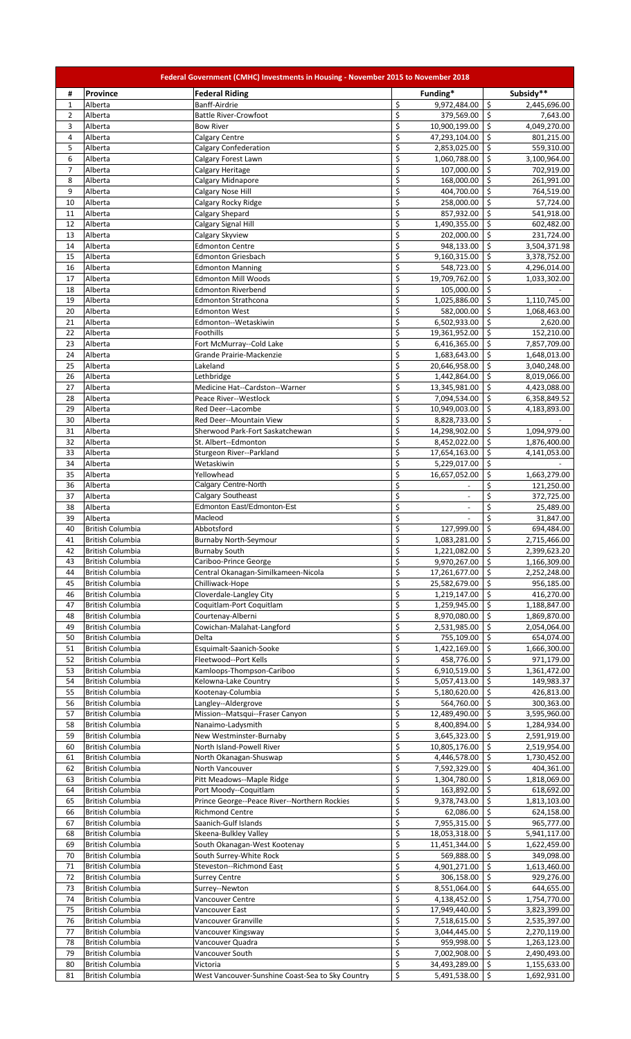| Federal Government (CMHC) Investments in Housing - November 2015 to November 2018 | | | | |
|---|---|---|---|---|
| # | Province | Federal Riding | Funding* | Subsidy** |
| 1 | Alberta | Banff-Airdrie | $ 9,972,484.00 | $ 2,445,696.00 |
| 2 | Alberta | Battle River-Crowfoot | $ 379,569.00 | $ 7,643.00 |
| 3 | Alberta | Bow River | $ 10,900,199.00 | $ 4,049,270.00 |
| 4 | Alberta | Calgary Centre | $ 47,293,104.00 | $ 801,215.00 |
| 5 | Alberta | Calgary Confederation | $ 2,853,025.00 | $ 559,310.00 |
| 6 | Alberta | Calgary Forest Lawn | $ 1,060,788.00 | $ 3,100,964.00 |
| 7 | Alberta | Calgary Heritage | $ 107,000.00 | $ 702,919.00 |
| 8 | Alberta | Calgary Midnapore | $ 168,000.00 | $ 261,991.00 |
| 9 | Alberta | Calgary Nose Hill | $ 404,700.00 | $ 764,519.00 |
| 10 | Alberta | Calgary Rocky Ridge | $ 258,000.00 | $ 57,724.00 |
| 11 | Alberta | Calgary Shepard | $ 857,932.00 | $ 541,918.00 |
| 12 | Alberta | Calgary Signal Hill | $ 1,490,355.00 | $ 602,482.00 |
| 13 | Alberta | Calgary Skyview | $ 202,000.00 | $ 231,724.00 |
| 14 | Alberta | Edmonton Centre | $ 948,133.00 | $ 3,504,371.98 |
| 15 | Alberta | Edmonton Griesbach | $ 9,160,315.00 | $ 3,378,752.00 |
| 16 | Alberta | Edmonton Manning | $ 548,723.00 | $ 4,296,014.00 |
| 17 | Alberta | Edmonton Mill Woods | $ 19,709,762.00 | $ 1,033,302.00 |
| 18 | Alberta | Edmonton Riverbend | $ 105,000.00 | $ - |
| 19 | Alberta | Edmonton Strathcona | $ 1,025,886.00 | $ 1,110,745.00 |
| 20 | Alberta | Edmonton West | $ 582,000.00 | $ 1,068,463.00 |
| 21 | Alberta | Edmonton--Wetaskiwin | $ 6,502,933.00 | $ 2,620.00 |
| 22 | Alberta | Foothills | $ 19,361,952.00 | $ 152,210.00 |
| 23 | Alberta | Fort McMurray--Cold Lake | $ 6,416,365.00 | $ 7,857,709.00 |
| 24 | Alberta | Grande Prairie-Mackenzie | $ 1,683,643.00 | $ 1,648,013.00 |
| 25 | Alberta | Lakeland | $ 20,646,958.00 | $ 3,040,248.00 |
| 26 | Alberta | Lethbridge | $ 1,442,864.00 | $ 8,019,066.00 |
| 27 | Alberta | Medicine Hat--Cardston--Warner | $ 13,345,981.00 | $ 4,423,088.00 |
| 28 | Alberta | Peace River--Westlock | $ 7,094,534.00 | $ 6,358,849.52 |
| 29 | Alberta | Red Deer--Lacombe | $ 10,949,003.00 | $ 4,183,893.00 |
| 30 | Alberta | Red Deer--Mountain View | $ 8,828,733.00 | $ - |
| 31 | Alberta | Sherwood Park-Fort Saskatchewan | $ 14,298,902.00 | $ 1,094,979.00 |
| 32 | Alberta | St. Albert--Edmonton | $ 8,452,022.00 | $ 1,876,400.00 |
| 33 | Alberta | Sturgeon River--Parkland | $ 17,654,163.00 | $ 4,141,053.00 |
| 34 | Alberta | Wetaskiwin | $ 5,229,017.00 | $ - |
| 35 | Alberta | Yellowhead | $ 16,657,052.00 | $ 1,663,279.00 |
| 36 | Alberta | Calgary Centre-North | $ - | $ 121,250.00 |
| 37 | Alberta | Calgary Southeast | $ - | $ 372,725.00 |
| 38 | Alberta | Edmonton East/Edmonton-Est | $ - | $ 25,489.00 |
| 39 | Alberta | Macleod | $ - | $ 31,847.00 |
| 40 | British Columbia | Abbotsford | $ 127,999.00 | $ 694,484.00 |
| 41 | British Columbia | Burnaby North-Seymour | $ 1,083,281.00 | $ 2,715,466.00 |
| 42 | British Columbia | Burnaby South | $ 1,221,082.00 | $ 2,399,623.20 |
| 43 | British Columbia | Cariboo-Prince George | $ 9,970,267.00 | $ 1,166,309.00 |
| 44 | British Columbia | Central Okanagan-Similkameen-Nicola | $ 17,261,677.00 | $ 2,252,248.00 |
| 45 | British Columbia | Chilliwack-Hope | $ 25,582,679.00 | $ 956,185.00 |
| 46 | British Columbia | Cloverdale-Langley City | $ 1,219,147.00 | $ 416,270.00 |
| 47 | British Columbia | Coquitlam-Port Coquitlam | $ 1,259,945.00 | $ 1,188,847.00 |
| 48 | British Columbia | Courtenay-Alberni | $ 8,970,080.00 | $ 1,869,870.00 |
| 49 | British Columbia | Cowichan-Malahat-Langford | $ 2,531,985.00 | $ 2,054,064.00 |
| 50 | British Columbia | Delta | $ 755,109.00 | $ 654,074.00 |
| 51 | British Columbia | Esquimalt-Saanich-Sooke | $ 1,422,169.00 | $ 1,666,300.00 |
| 52 | British Columbia | Fleetwood--Port Kells | $ 458,776.00 | $ 971,179.00 |
| 53 | British Columbia | Kamloops-Thompson-Cariboo | $ 6,910,519.00 | $ 1,361,472.00 |
| 54 | British Columbia | Kelowna-Lake Country | $ 5,057,413.00 | $ 149,983.37 |
| 55 | British Columbia | Kootenay-Columbia | $ 5,180,620.00 | $ 426,813.00 |
| 56 | British Columbia | Langley--Aldergrove | $ 564,760.00 | $ 300,363.00 |
| 57 | British Columbia | Mission--Matsqui--Fraser Canyon | $ 12,489,490.00 | $ 3,595,960.00 |
| 58 | British Columbia | Nanaimo-Ladysmith | $ 8,400,894.00 | $ 1,284,934.00 |
| 59 | British Columbia | New Westminster-Burnaby | $ 3,645,323.00 | $ 2,591,919.00 |
| 60 | British Columbia | North Island-Powell River | $ 10,805,176.00 | $ 2,519,954.00 |
| 61 | British Columbia | North Okanagan-Shuswap | $ 4,446,578.00 | $ 1,730,452.00 |
| 62 | British Columbia | North Vancouver | $ 7,592,329.00 | $ 404,361.00 |
| 63 | British Columbia | Pitt Meadows--Maple Ridge | $ 1,304,780.00 | $ 1,818,069.00 |
| 64 | British Columbia | Port Moody--Coquitlam | $ 163,892.00 | $ 618,692.00 |
| 65 | British Columbia | Prince George--Peace River--Northern Rockies | $ 9,378,743.00 | $ 1,813,103.00 |
| 66 | British Columbia | Richmond Centre | $ 62,086.00 | $ 624,158.00 |
| 67 | British Columbia | Saanich-Gulf Islands | $ 7,955,315.00 | $ 965,777.00 |
| 68 | British Columbia | Skeena-Bulkley Valley | $ 18,053,318.00 | $ 5,941,117.00 |
| 69 | British Columbia | South Okanagan-West Kootenay | $ 11,451,344.00 | $ 1,622,459.00 |
| 70 | British Columbia | South Surrey-White Rock | $ 569,888.00 | $ 349,098.00 |
| 71 | British Columbia | Steveston--Richmond East | $ 4,901,271.00 | $ 1,613,460.00 |
| 72 | British Columbia | Surrey Centre | $ 306,158.00 | $ 929,276.00 |
| 73 | British Columbia | Surrey--Newton | $ 8,551,064.00 | $ 644,655.00 |
| 74 | British Columbia | Vancouver Centre | $ 4,138,452.00 | $ 1,754,770.00 |
| 75 | British Columbia | Vancouver East | $ 17,949,440.00 | $ 3,823,399.00 |
| 76 | British Columbia | Vancouver Granville | $ 7,518,615.00 | $ 2,535,397.00 |
| 77 | British Columbia | Vancouver Kingsway | $ 3,044,445.00 | $ 2,270,119.00 |
| 78 | British Columbia | Vancouver Quadra | $ 959,998.00 | $ 1,263,123.00 |
| 79 | British Columbia | Vancouver South | $ 7,002,908.00 | $ 2,490,493.00 |
| 80 | British Columbia | Victoria | $ 34,493,289.00 | $ 1,155,633.00 |
| 81 | British Columbia | West Vancouver-Sunshine Coast-Sea to Sky Country | $ 5,491,538.00 | $ 1,692,931.00 |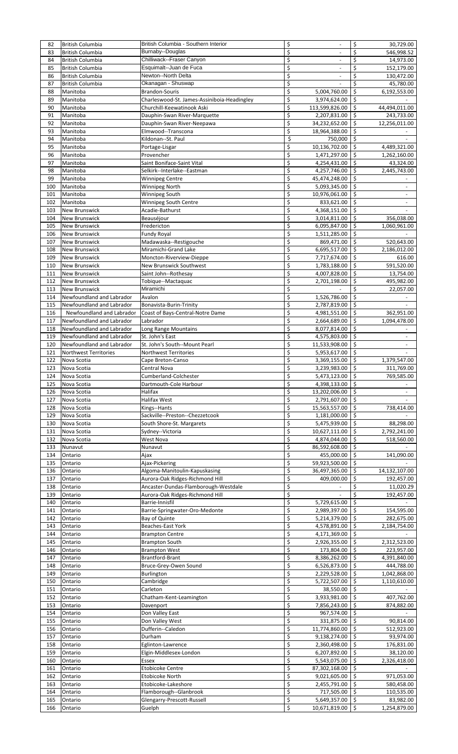| 82 | British Columbia | British Columbia - Southern Interior | $ | - | $ | 30,729.00 |
|---|---|---|---|---|---|---|
| 83 | British Columbia | Burnaby--Douglas | $ | - | $ | 546,998.52 |
| 84 | British Columbia | Chilliwack--Fraser Canyon | $ | - | $ | 14,973.00 |
| 85 | British Columbia | Esquimalt--Juan de Fuca | $ | - | $ | 152,179.00 |
| 86 | British Columbia | Newton--North Delta | $ | - | $ | 130,472.00 |
| 87 | British Columbia | Okanagan - Shuswap | $ | - | $ | 45,780.00 |
| 88 | Manitoba | Brandon-Souris | $ | 5,004,760.00 | $ | 6,192,553.00 |
| 89 | Manitoba | Charleswood-St. James-Assiniboia-Headingley | $ | 3,974,624.00 | $ | - |
| 90 | Manitoba | Churchill-Keewatinook Aski | $ | 113,599,826.00 | $ | 44,494,011.00 |
| 91 | Manitoba | Dauphin-Swan River-Marquette | $ | 2,207,831.00 | $ | 243,733.00 |
| 92 | Manitoba | Dauphin-Swan River-Neepawa | $ | 34,232,652.00 | $ | 12,256,011.00 |
| 93 | Manitoba | Elmwood--Transcona | $ | 18,964,388.00 | $ | - |
| 94 | Manitoba | Kildonan--St. Paul | $ | 750,000 | $ | - |
| 95 | Manitoba | Portage-Lisgar | $ | 10,136,702.00 | $ | 4,489,321.00 |
| 96 | Manitoba | Provencher | $ | 1,471,297.00 | $ | 1,262,160.00 |
| 97 | Manitoba | Saint Boniface-Saint Vital | $ | 4,254,431.00 | $ | 43,324.00 |
| 98 | Manitoba | Selkirk--Interlake--Eastman | $ | 4,257,746.00 | $ | 2,445,743.00 |
| 99 | Manitoba | Winnipeg Centre | $ | 45,474,248.00 | $ | - |
| 100 | Manitoba | Winnipeg North | $ | 5,093,345.00 | $ | - |
| 101 | Manitoba | Winnipeg South | $ | 10,976,061.00 | $ | - |
| 102 | Manitoba | Winnipeg South Centre | $ | 833,621.00 | $ | - |
| 103 | New Brunswick | Acadie-Bathurst | $ | 4,368,151.00 | $ | - |
| 104 | New Brunswick | Beauséjour | $ | 3,014,811.00 | $ | 356,038.00 |
| 105 | New Brunswick | Fredericton | $ | 6,095,847.00 | $ | 1,060,961.00 |
| 106 | New Brunswick | Fundy Royal | $ | 1,511,285.00 | $ | - |
| 107 | New Brunswick | Madawaska--Restigouche | $ | 869,471.00 | $ | 520,643.00 |
| 108 | New Brunswick | Miramichi-Grand Lake | $ | 6,695,517.00 | $ | 2,186,012.00 |
| 109 | New Brunswick | Moncton-Riverview-Dieppe | $ | 7,717,674.00 | $ | 616.00 |
| 110 | New Brunswick | New Brunswick Southwest | $ | 1,783,188.00 | $ | 591,520.00 |
| 111 | New Brunswick | Saint John--Rothesay | $ | 4,007,828.00 | $ | 13,754.00 |
| 112 | New Brunswick | Tobique--Mactaquac | $ | 2,701,198.00 | $ | 495,982.00 |
| 113 | New Brunswick | Miramichi | $ | - | $ | 22,057.00 |
| 114 | Newfoundland and Labrador | Avalon | $ | 1,526,786.00 | $ | - |
| 115 | Newfoundland and Labrador | Bonavista-Burin-Trinity | $ | 2,787,819.00 | $ | - |
| 116 | Newfoundland and Labrador | Coast of Bays-Central-Notre Dame | $ | 4,981,551.00 | $ | 362,951.00 |
| 117 | Newfoundland and Labrador | Labrador | $ | 2,664,689.00 | $ | 1,094,478.00 |
| 118 | Newfoundland and Labrador | Long Range Mountains | $ | 8,077,814.00 | $ | - |
| 119 | Newfoundland and Labrador | St. John's East | $ | 4,575,803.00 | $ | - |
| 120 | Newfoundland and Labrador | St. John's South--Mount Pearl | $ | 11,533,908.00 | $ | - |
| 121 | Northwest Territories | Northwest Territories | $ | 5,953,617.00 | $ | - |
| 122 | Nova Scotia | Cape Breton-Canso | $ | 3,369,155.00 | $ | 1,379,547.00 |
| 123 | Nova Scotia | Central Nova | $ | 3,239,983.00 | $ | 311,769.00 |
| 124 | Nova Scotia | Cumberland-Colchester | $ | 5,473,123.00 | $ | 769,585.00 |
| 125 | Nova Scotia | Dartmouth-Cole Harbour | $ | 4,398,133.00 | $ | - |
| 126 | Nova Scotia | Halifax | $ | 13,202,006.00 | $ | - |
| 127 | Nova Scotia | Halifax West | $ | 2,791,607.00 | $ | - |
| 128 | Nova Scotia | Kings--Hants | $ | 15,563,557.00 | $ | 738,414.00 |
| 129 | Nova Scotia | Sackville--Preston--Chezzetcook | $ | 1,181,000.00 | $ | - |
| 130 | Nova Scotia | South Shore-St. Margarets | $ | 5,475,939.00 | $ | 88,298.00 |
| 131 | Nova Scotia | Sydney--Victoria | $ | 10,627,111.00 | $ | 2,792,241.00 |
| 132 | Nova Scotia | West Nova | $ | 4,874,044.00 | $ | 518,560.00 |
| 133 | Nunavut | Nunavut | $ | 86,592,608.00 | $ | - |
| 134 | Ontario | Ajax | $ | 455,000.00 | $ | 141,090.00 |
| 135 | Ontario | Ajax-Pickering | $ | 59,923,500.00 | $ | - |
| 136 | Ontario | Algoma-Manitoulin-Kapuskasing | $ | 36,497,365.00 | $ | 14,132,107.00 |
| 137 | Ontario | Aurora-Oak Ridges-Richmond Hill | $ | 409,000.00 | $ | 192,457.00 |
| 138 | Ontario | Ancaster-Dundas-Flamborough-Westdale | $ | - | $ | 11,020.29 |
| 139 | Ontario | Aurora-Oak Ridges-Richmond Hill | $ | - | $ | 192,457.00 |
| 140 | Ontario | Barrie-Innisfil | $ | 5,729,615.00 | $ | - |
| 141 | Ontario | Barrie-Springwater-Oro-Medonte | $ | 2,989,397.00 | $ | 154,595.00 |
| 142 | Ontario | Bay of Quinte | $ | 5,214,379.00 | $ | 282,675.00 |
| 143 | Ontario | Beaches-East York | $ | 4,578,891.00 | $ | 2,184,754.00 |
| 144 | Ontario | Brampton Centre | $ | 4,171,369.00 | $ | - |
| 145 | Ontario | Brampton South | $ | 2,926,355.00 | $ | 2,312,523.00 |
| 146 | Ontario | Brampton West | $ | 173,804.00 | $ | 223,957.00 |
| 147 | Ontario | Brantford-Brant | $ | 8,386,262.00 | $ | 4,391,840.00 |
| 148 | Ontario | Bruce-Grey-Owen Sound | $ | 6,526,873.00 | $ | 444,788.00 |
| 149 | Ontario | Burlington | $ | 2,229,528.00 | $ | 1,042,868.00 |
| 150 | Ontario | Cambridge | $ | 5,722,507.00 | $ | 1,110,610.00 |
| 151 | Ontario | Carleton | $ | 38,550.00 | $ | - |
| 152 | Ontario | Chatham-Kent-Leamington | $ | 3,933,981.00 | $ | 407,762.00 |
| 153 | Ontario | Davenport | $ | 7,856,243.00 | $ | 874,882.00 |
| 154 | Ontario | Don Valley East | $ | 967,574.00 | $ | - |
| 155 | Ontario | Don Valley West | $ | 331,875.00 | $ | 90,814.00 |
| 156 | Ontario | Dufferin--Caledon | $ | 11,774,860.00 | $ | 512,923.00 |
| 157 | Ontario | Durham | $ | 9,138,274.00 | $ | 93,974.00 |
| 158 | Ontario | Eglinton-Lawrence | $ | 2,360,498.00 | $ | 176,831.00 |
| 159 | Ontario | Elgin-Middlesex-London | $ | 6,207,892.00 | $ | 38,120.00 |
| 160 | Ontario | Essex | $ | 5,543,075.00 | $ | 2,326,418.00 |
| 161 | Ontario | Etobicoke Centre | $ | 87,302,168.00 | $ | - |
| 162 | Ontario | Etobicoke North | $ | 9,021,605.00 | $ | 971,053.00 |
| 163 | Ontario | Etobicoke-Lakeshore | $ | 2,455,791.00 | $ | 580,458.00 |
| 164 | Ontario | Flamborough--Glanbrook | $ | 717,505.00 | $ | 110,535.00 |
| 165 | Ontario | Glengarry-Prescott-Russell | $ | 5,649,357.00 | $ | 83,982.00 |
| 166 | Ontario | Guelph | $ | 10,671,819.00 | $ | 1,254,879.00 |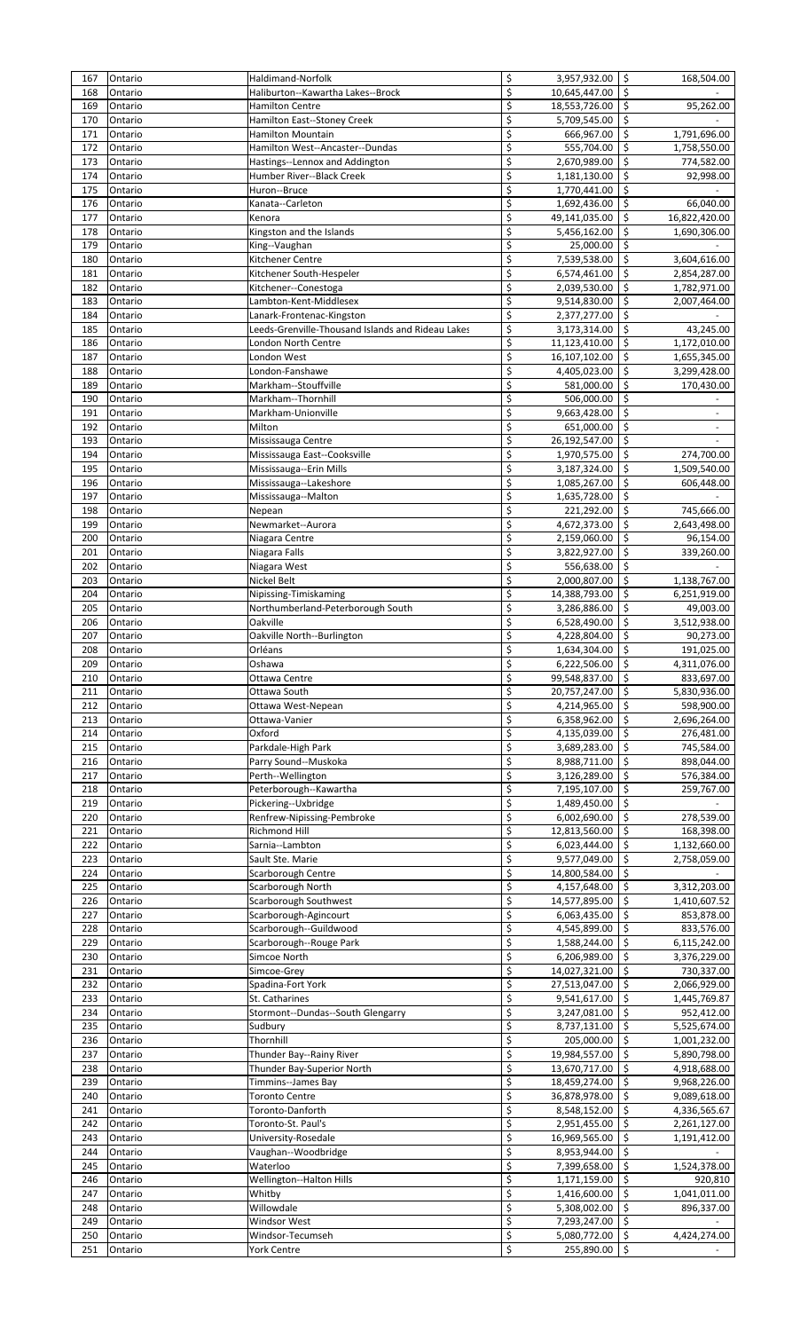| 167 | Ontario | Haldimand-Norfolk | $ | 3,957,932.00 | $ | 168,504.00 |
|---|---|---|---|---|---|---|
| 168 | Ontario | Haliburton--Kawartha Lakes--Brock | $ | 10,645,447.00 | $ | - |
| 169 | Ontario | Hamilton Centre | $ | 18,553,726.00 | $ | 95,262.00 |
| 170 | Ontario | Hamilton East--Stoney Creek | $ | 5,709,545.00 | $ | - |
| 171 | Ontario | Hamilton Mountain | $ | 666,967.00 | $ | 1,791,696.00 |
| 172 | Ontario | Hamilton West--Ancaster--Dundas | $ | 555,704.00 | $ | 1,758,550.00 |
| 173 | Ontario | Hastings--Lennox and Addington | $ | 2,670,989.00 | $ | 774,582.00 |
| 174 | Ontario | Humber River--Black Creek | $ | 1,181,130.00 | $ | 92,998.00 |
| 175 | Ontario | Huron--Bruce | $ | 1,770,441.00 | $ | - |
| 176 | Ontario | Kanata--Carleton | $ | 1,692,436.00 | $ | 66,040.00 |
| 177 | Ontario | Kenora | $ | 49,141,035.00 | $ | 16,822,420.00 |
| 178 | Ontario | Kingston and the Islands | $ | 5,456,162.00 | $ | 1,690,306.00 |
| 179 | Ontario | King--Vaughan | $ | 25,000.00 | $ | - |
| 180 | Ontario | Kitchener Centre | $ | 7,539,538.00 | $ | 3,604,616.00 |
| 181 | Ontario | Kitchener South-Hespeler | $ | 6,574,461.00 | $ | 2,854,287.00 |
| 182 | Ontario | Kitchener--Conestoga | $ | 2,039,530.00 | $ | 1,782,971.00 |
| 183 | Ontario | Lambton-Kent-Middlesex | $ | 9,514,830.00 | $ | 2,007,464.00 |
| 184 | Ontario | Lanark-Frontenac-Kingston | $ | 2,377,277.00 | $ | - |
| 185 | Ontario | Leeds-Grenville-Thousand Islands and Rideau Lakes | $ | 3,173,314.00 | $ | 43,245.00 |
| 186 | Ontario | London North Centre | $ | 11,123,410.00 | $ | 1,172,010.00 |
| 187 | Ontario | London West | $ | 16,107,102.00 | $ | 1,655,345.00 |
| 188 | Ontario | London-Fanshawe | $ | 4,405,023.00 | $ | 3,299,428.00 |
| 189 | Ontario | Markham--Stouffville | $ | 581,000.00 | $ | 170,430.00 |
| 190 | Ontario | Markham--Thornhill | $ | 506,000.00 | $ | - |
| 191 | Ontario | Markham-Unionville | $ | 9,663,428.00 | $ | - |
| 192 | Ontario | Milton | $ | 651,000.00 | $ | - |
| 193 | Ontario | Mississauga Centre | $ | 26,192,547.00 | $ | - |
| 194 | Ontario | Mississauga East--Cooksville | $ | 1,970,575.00 | $ | 274,700.00 |
| 195 | Ontario | Mississauga--Erin Mills | $ | 3,187,324.00 | $ | 1,509,540.00 |
| 196 | Ontario | Mississauga--Lakeshore | $ | 1,085,267.00 | $ | 606,448.00 |
| 197 | Ontario | Mississauga--Malton | $ | 1,635,728.00 | $ | - |
| 198 | Ontario | Nepean | $ | 221,292.00 | $ | 745,666.00 |
| 199 | Ontario | Newmarket--Aurora | $ | 4,672,373.00 | $ | 2,643,498.00 |
| 200 | Ontario | Niagara Centre | $ | 2,159,060.00 | $ | 96,154.00 |
| 201 | Ontario | Niagara Falls | $ | 3,822,927.00 | $ | 339,260.00 |
| 202 | Ontario | Niagara West | $ | 556,638.00 | $ | - |
| 203 | Ontario | Nickel Belt | $ | 2,000,807.00 | $ | 1,138,767.00 |
| 204 | Ontario | Nipissing-Timiskaming | $ | 14,388,793.00 | $ | 6,251,919.00 |
| 205 | Ontario | Northumberland-Peterborough South | $ | 3,286,886.00 | $ | 49,003.00 |
| 206 | Ontario | Oakville | $ | 6,528,490.00 | $ | 3,512,938.00 |
| 207 | Ontario | Oakville North--Burlington | $ | 4,228,804.00 | $ | 90,273.00 |
| 208 | Ontario | Orléans | $ | 1,634,304.00 | $ | 191,025.00 |
| 209 | Ontario | Oshawa | $ | 6,222,506.00 | $ | 4,311,076.00 |
| 210 | Ontario | Ottawa Centre | $ | 99,548,837.00 | $ | 833,697.00 |
| 211 | Ontario | Ottawa South | $ | 20,757,247.00 | $ | 5,830,936.00 |
| 212 | Ontario | Ottawa West-Nepean | $ | 4,214,965.00 | $ | 598,900.00 |
| 213 | Ontario | Ottawa-Vanier | $ | 6,358,962.00 | $ | 2,696,264.00 |
| 214 | Ontario | Oxford | $ | 4,135,039.00 | $ | 276,481.00 |
| 215 | Ontario | Parkdale-High Park | $ | 3,689,283.00 | $ | 745,584.00 |
| 216 | Ontario | Parry Sound--Muskoka | $ | 8,988,711.00 | $ | 898,044.00 |
| 217 | Ontario | Perth--Wellington | $ | 3,126,289.00 | $ | 576,384.00 |
| 218 | Ontario | Peterborough--Kawartha | $ | 7,195,107.00 | $ | 259,767.00 |
| 219 | Ontario | Pickering--Uxbridge | $ | 1,489,450.00 | $ | - |
| 220 | Ontario | Renfrew-Nipissing-Pembroke | $ | 6,002,690.00 | $ | 278,539.00 |
| 221 | Ontario | Richmond Hill | $ | 12,813,560.00 | $ | 168,398.00 |
| 222 | Ontario | Sarnia--Lambton | $ | 6,023,444.00 | $ | 1,132,660.00 |
| 223 | Ontario | Sault Ste. Marie | $ | 9,577,049.00 | $ | 2,758,059.00 |
| 224 | Ontario | Scarborough Centre | $ | 14,800,584.00 | $ | - |
| 225 | Ontario | Scarborough North | $ | 4,157,648.00 | $ | 3,312,203.00 |
| 226 | Ontario | Scarborough Southwest | $ | 14,577,895.00 | $ | 1,410,607.52 |
| 227 | Ontario | Scarborough-Agincourt | $ | 6,063,435.00 | $ | 853,878.00 |
| 228 | Ontario | Scarborough--Guildwood | $ | 4,545,899.00 | $ | 833,576.00 |
| 229 | Ontario | Scarborough--Rouge Park | $ | 1,588,244.00 | $ | 6,115,242.00 |
| 230 | Ontario | Simcoe North | $ | 6,206,989.00 | $ | 3,376,229.00 |
| 231 | Ontario | Simcoe-Grey | $ | 14,027,321.00 | $ | 730,337.00 |
| 232 | Ontario | Spadina-Fort York | $ | 27,513,047.00 | $ | 2,066,929.00 |
| 233 | Ontario | St. Catharines | $ | 9,541,617.00 | $ | 1,445,769.87 |
| 234 | Ontario | Stormont--Dundas--South Glengarry | $ | 3,247,081.00 | $ | 952,412.00 |
| 235 | Ontario | Sudbury | $ | 8,737,131.00 | $ | 5,525,674.00 |
| 236 | Ontario | Thornhill | $ | 205,000.00 | $ | 1,001,232.00 |
| 237 | Ontario | Thunder Bay--Rainy River | $ | 19,984,557.00 | $ | 5,890,798.00 |
| 238 | Ontario | Thunder Bay-Superior North | $ | 13,670,717.00 | $ | 4,918,688.00 |
| 239 | Ontario | Timmins--James Bay | $ | 18,459,274.00 | $ | 9,968,226.00 |
| 240 | Ontario | Toronto Centre | $ | 36,878,978.00 | $ | 9,089,618.00 |
| 241 | Ontario | Toronto-Danforth | $ | 8,548,152.00 | $ | 4,336,565.67 |
| 242 | Ontario | Toronto-St. Paul's | $ | 2,951,455.00 | $ | 2,261,127.00 |
| 243 | Ontario | University-Rosedale | $ | 16,969,565.00 | $ | 1,191,412.00 |
| 244 | Ontario | Vaughan--Woodbridge | $ | 8,953,944.00 | $ | - |
| 245 | Ontario | Waterloo | $ | 7,399,658.00 | $ | 1,524,378.00 |
| 246 | Ontario | Wellington--Halton Hills | $ | 1,171,159.00 | $ | 920,810 |
| 247 | Ontario | Whitby | $ | 1,416,600.00 | $ | 1,041,011.00 |
| 248 | Ontario | Willowdale | $ | 5,308,002.00 | $ | 896,337.00 |
| 249 | Ontario | Windsor West | $ | 7,293,247.00 | $ | - |
| 250 | Ontario | Windsor-Tecumseh | $ | 5,080,772.00 | $ | 4,424,274.00 |
| 251 | Ontario | York Centre | $ | 255,890.00 | $ | - |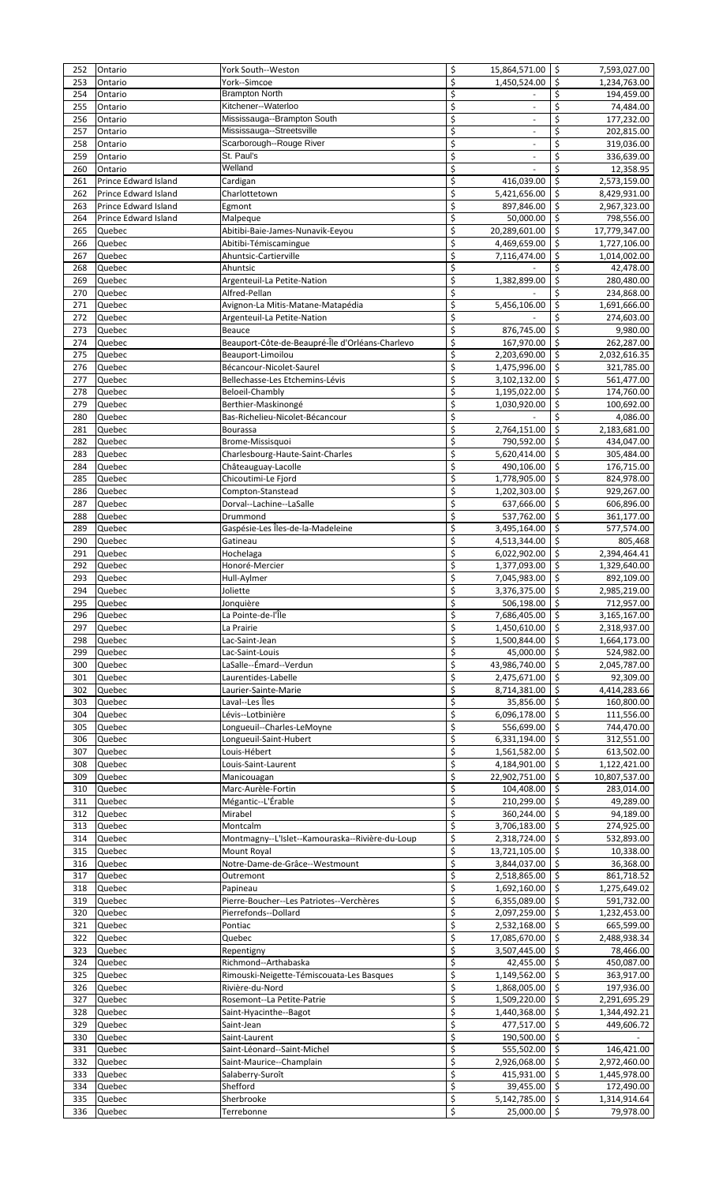| 252 | Ontario | York South--Weston | $ 15,864,571.00 | $ 7,593,027.00 |
|---|---|---|---|---|
| 253 | Ontario | York--Simcoe | $ 1,450,524.00 | $ 1,234,763.00 |
| 254 | Ontario | Brampton North | $ - | $ 194,459.00 |
| 255 | Ontario | Kitchener--Waterloo | $ - | $ 74,484.00 |
| 256 | Ontario | Mississauga--Brampton South | $ - | $ 177,232.00 |
| 257 | Ontario | Mississauga--Streetsville | $ - | $ 202,815.00 |
| 258 | Ontario | Scarborough--Rouge River | $ - | $ 319,036.00 |
| 259 | Ontario | St. Paul's | $ - | $ 336,639.00 |
| 260 | Ontario | Welland | $ - | $ 12,358.95 |
| 261 | Prince Edward Island | Cardigan | $ 416,039.00 | $ 2,573,159.00 |
| 262 | Prince Edward Island | Charlottetown | $ 5,421,656.00 | $ 8,429,931.00 |
| 263 | Prince Edward Island | Egmont | $ 897,846.00 | $ 2,967,323.00 |
| 264 | Prince Edward Island | Malpeque | $ 50,000.00 | $ 798,556.00 |
| 265 | Quebec | Abitibi-Baie-James-Nunavik-Eeyou | $ 20,289,601.00 | $ 17,779,347.00 |
| 266 | Quebec | Abitibi-Témiscamingue | $ 4,469,659.00 | $ 1,727,106.00 |
| 267 | Quebec | Ahuntsic-Cartierville | $ 7,116,474.00 | $ 1,014,002.00 |
| 268 | Quebec | Ahuntsic | $ - | $ 42,478.00 |
| 269 | Quebec | Argenteuil-La Petite-Nation | $ 1,382,899.00 | $ 280,480.00 |
| 270 | Quebec | Alfred-Pellan | $ - | $ 234,868.00 |
| 271 | Quebec | Avignon-La Mitis-Matane-Matapédia | $ 5,456,106.00 | $ 1,691,666.00 |
| 272 | Quebec | Argenteuil-La Petite-Nation | $ - | $ 274,603.00 |
| 273 | Quebec | Beauce | $ 876,745.00 | $ 9,980.00 |
| 274 | Quebec | Beauport-Côte-de-Beaupré-Île d'Orléans-Charlevo | $ 167,970.00 | $ 262,287.00 |
| 275 | Quebec | Beauport-Limoilou | $ 2,203,690.00 | $ 2,032,616.35 |
| 276 | Quebec | Bécancour-Nicolet-Saurel | $ 1,475,996.00 | $ 321,785.00 |
| 277 | Quebec | Bellechasse-Les Etchemins-Lévis | $ 3,102,132.00 | $ 561,477.00 |
| 278 | Quebec | Beloeil-Chambly | $ 1,195,022.00 | $ 174,760.00 |
| 279 | Quebec | Berthier-Maskinongé | $ 1,030,920.00 | $ 100,692.00 |
| 280 | Quebec | Bas-Richelieu-Nicolet-Bécancour | $ - | $ 4,086.00 |
| 281 | Quebec | Bourassa | $ 2,764,151.00 | $ 2,183,681.00 |
| 282 | Quebec | Brome-Missisquoi | $ 790,592.00 | $ 434,047.00 |
| 283 | Quebec | Charlesbourg-Haute-Saint-Charles | $ 5,620,414.00 | $ 305,484.00 |
| 284 | Quebec | Châteauguay-Lacolle | $ 490,106.00 | $ 176,715.00 |
| 285 | Quebec | Chicoutimi-Le Fjord | $ 1,778,905.00 | $ 824,978.00 |
| 286 | Quebec | Compton-Stanstead | $ 1,202,303.00 | $ 929,267.00 |
| 287 | Quebec | Dorval--Lachine--LaSalle | $ 637,666.00 | $ 606,896.00 |
| 288 | Quebec | Drummond | $ 537,762.00 | $ 361,177.00 |
| 289 | Quebec | Gaspésie-Les Îles-de-la-Madeleine | $ 3,495,164.00 | $ 577,574.00 |
| 290 | Quebec | Gatineau | $ 4,513,344.00 | $ 805,468 |
| 291 | Quebec | Hochelaga | $ 6,022,902.00 | $ 2,394,464.41 |
| 292 | Quebec | Honoré-Mercier | $ 1,377,093.00 | $ 1,329,640.00 |
| 293 | Quebec | Hull-Aylmer | $ 7,045,983.00 | $ 892,109.00 |
| 294 | Quebec | Joliette | $ 3,376,375.00 | $ 2,985,219.00 |
| 295 | Quebec | Jonquière | $ 506,198.00 | $ 712,957.00 |
| 296 | Quebec | La Pointe-de-l'Île | $ 7,686,405.00 | $ 3,165,167.00 |
| 297 | Quebec | La Prairie | $ 1,450,610.00 | $ 2,318,937.00 |
| 298 | Quebec | Lac-Saint-Jean | $ 1,500,844.00 | $ 1,664,173.00 |
| 299 | Quebec | Lac-Saint-Louis | $ 45,000.00 | $ 524,982.00 |
| 300 | Quebec | LaSalle--Émard--Verdun | $ 43,986,740.00 | $ 2,045,787.00 |
| 301 | Quebec | Laurentides-Labelle | $ 2,475,671.00 | $ 92,309.00 |
| 302 | Quebec | Laurier-Sainte-Marie | $ 8,714,381.00 | $ 4,414,283.66 |
| 303 | Quebec | Laval--Les Îles | $ 35,856.00 | $ 160,800.00 |
| 304 | Quebec | Lévis--Lotbinière | $ 6,096,178.00 | $ 111,556.00 |
| 305 | Quebec | Longueuil--Charles-LeMoyne | $ 556,699.00 | $ 744,470.00 |
| 306 | Quebec | Longueuil-Saint-Hubert | $ 6,331,194.00 | $ 312,551.00 |
| 307 | Quebec | Louis-Hébert | $ 1,561,582.00 | $ 613,502.00 |
| 308 | Quebec | Louis-Saint-Laurent | $ 4,184,901.00 | $ 1,122,421.00 |
| 309 | Quebec | Manicouagan | $ 22,902,751.00 | $ 10,807,537.00 |
| 310 | Quebec | Marc-Aurèle-Fortin | $ 104,408.00 | $ 283,014.00 |
| 311 | Quebec | Mégantic--L'Érable | $ 210,299.00 | $ 49,289.00 |
| 312 | Quebec | Mirabel | $ 360,244.00 | $ 94,189.00 |
| 313 | Quebec | Montcalm | $ 3,706,183.00 | $ 274,925.00 |
| 314 | Quebec | Montmagny--L'Islet--Kamouraska--Rivière-du-Loup | $ 2,318,724.00 | $ 532,893.00 |
| 315 | Quebec | Mount Royal | $ 13,721,105.00 | $ 10,338.00 |
| 316 | Quebec | Notre-Dame-de-Grâce--Westmount | $ 3,844,037.00 | $ 36,368.00 |
| 317 | Quebec | Outremont | $ 2,518,865.00 | $ 861,718.52 |
| 318 | Quebec | Papineau | $ 1,692,160.00 | $ 1,275,649.02 |
| 319 | Quebec | Pierre-Boucher--Les Patriotes--Verchères | $ 6,355,089.00 | $ 591,732.00 |
| 320 | Quebec | Pierrefonds--Dollard | $ 2,097,259.00 | $ 1,232,453.00 |
| 321 | Quebec | Pontiac | $ 2,532,168.00 | $ 665,599.00 |
| 322 | Quebec | Quebec | $ 17,085,670.00 | $ 2,488,938.34 |
| 323 | Quebec | Repentigny | $ 3,507,445.00 | $ 78,466.00 |
| 324 | Quebec | Richmond--Arthabaska | $ 42,455.00 | $ 450,087.00 |
| 325 | Quebec | Rimouski-Neigette-Témiscouata-Les Basques | $ 1,149,562.00 | $ 363,917.00 |
| 326 | Quebec | Rivière-du-Nord | $ 1,868,005.00 | $ 197,936.00 |
| 327 | Quebec | Rosemont--La Petite-Patrie | $ 1,509,220.00 | $ 2,291,695.29 |
| 328 | Quebec | Saint-Hyacinthe--Bagot | $ 1,440,368.00 | $ 1,344,492.21 |
| 329 | Quebec | Saint-Jean | $ 477,517.00 | $ 449,606.72 |
| 330 | Quebec | Saint-Laurent | $ 190,500.00 | $ - |
| 331 | Quebec | Saint-Léonard--Saint-Michel | $ 555,502.00 | $ 146,421.00 |
| 332 | Quebec | Saint-Maurice--Champlain | $ 2,926,068.00 | $ 2,972,460.00 |
| 333 | Quebec | Salaberry-Suroît | $ 415,931.00 | $ 1,445,978.00 |
| 334 | Quebec | Shefford | $ 39,455.00 | $ 172,490.00 |
| 335 | Quebec | Sherbrooke | $ 5,142,785.00 | $ 1,314,914.64 |
| 336 | Quebec | Terrebonne | $ 25,000.00 | $ 79,978.00 |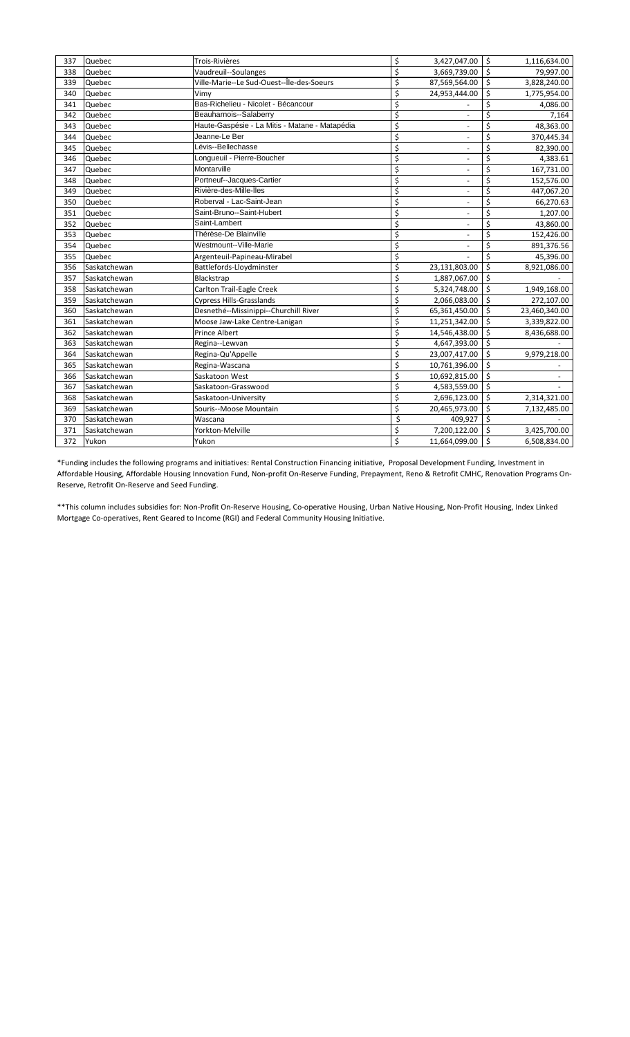| | | | | |
|---|---|---|---|---|
| 337 | Quebec | Trois-Rivières | $ 3,427,047.00 | $ 1,116,634.00 |
| 338 | Quebec | Vaudreuil--Soulanges | $ 3,669,739.00 | $ 79,997.00 |
| 339 | Quebec | Ville-Marie--Le Sud-Ouest--Île-des-Soeurs | $ 87,569,564.00 | $ 3,828,240.00 |
| 340 | Quebec | Vimy | $ 24,953,444.00 | $ 1,775,954.00 |
| 341 | Quebec | Bas-Richelieu - Nicolet - Bécancour | $ - | $ 4,086.00 |
| 342 | Quebec | Beauharnois--Salaberry | $ - | $ 7,164 |
| 343 | Quebec | Haute-Gaspésie - La Mitis - Matane - Matapédia | $ - | $ 48,363.00 |
| 344 | Quebec | Jeanne-Le Ber | $ - | $ 370,445.34 |
| 345 | Quebec | Lévis--Bellechasse | $ - | $ 82,390.00 |
| 346 | Quebec | Longueuil - Pierre-Boucher | $ - | $ 4,383.61 |
| 347 | Quebec | Montarville | $ - | $ 167,731.00 |
| 348 | Quebec | Portneuf--Jacques-Cartier | $ - | $ 152,576.00 |
| 349 | Quebec | Rivière-des-Mille-Îles | $ - | $ 447,067.20 |
| 350 | Quebec | Roberval - Lac-Saint-Jean | $ - | $ 66,270.63 |
| 351 | Quebec | Saint-Bruno--Saint-Hubert | $ - | $ 1,207.00 |
| 352 | Quebec | Saint-Lambert | $ - | $ 43,860.00 |
| 353 | Quebec | Thérèse-De Blainville | $ - | $ 152,426.00 |
| 354 | Quebec | Westmount--Ville-Marie | $ - | $ 891,376.56 |
| 355 | Quebec | Argenteuil-Papineau-Mirabel | $ - | $ 45,396.00 |
| 356 | Saskatchewan | Battlefords-Lloydminster | $ 23,131,803.00 | $ 8,921,086.00 |
| 357 | Saskatchewan | Blackstrap | $ 1,887,067.00 | $ - |
| 358 | Saskatchewan | Carlton Trail-Eagle Creek | $ 5,324,748.00 | $ 1,949,168.00 |
| 359 | Saskatchewan | Cypress Hills-Grasslands | $ 2,066,083.00 | $ 272,107.00 |
| 360 | Saskatchewan | Desnethé--Missinippi--Churchill River | $ 65,361,450.00 | $ 23,460,340.00 |
| 361 | Saskatchewan | Moose Jaw-Lake Centre-Lanigan | $ 11,251,342.00 | $ 3,339,822.00 |
| 362 | Saskatchewan | Prince Albert | $ 14,546,438.00 | $ 8,436,688.00 |
| 363 | Saskatchewan | Regina--Lewvan | $ 4,647,393.00 | $ - |
| 364 | Saskatchewan | Regina-Qu'Appelle | $ 23,007,417.00 | $ 9,979,218.00 |
| 365 | Saskatchewan | Regina-Wascana | $ 10,761,396.00 | $ - |
| 366 | Saskatchewan | Saskatoon West | $ 10,692,815.00 | $ - |
| 367 | Saskatchewan | Saskatoon-Grasswood | $ 4,583,559.00 | $ - |
| 368 | Saskatchewan | Saskatoon-University | $ 2,696,123.00 | $ 2,314,321.00 |
| 369 | Saskatchewan | Souris--Moose Mountain | $ 20,465,973.00 | $ 7,132,485.00 |
| 370 | Saskatchewan | Wascana | $ 409,927 | $ - |
| 371 | Saskatchewan | Yorkton-Melville | $ 7,200,122.00 | $ 3,425,700.00 |
| 372 | Yukon | Yukon | $ 11,664,099.00 | $ 6,508,834.00 |

*Funding includes the following programs and initiatives: Rental Construction Financing initiative, Proposal Development Funding, Investment in Affordable Housing, Affordable Housing Innovation Fund, Non-profit On-Reserve Funding, Prepayment, Reno & Retrofit CMHC, Renovation Programs On-Reserve, Retrofit On-Reserve and Seed Funding.

**This column includes subsidies for: Non-Profit On-Reserve Housing, Co-operative Housing, Urban Native Housing, Non-Profit Housing, Index Linked Mortgage Co-operatives, Rent Geared to Income (RGI) and Federal Community Housing Initiative.